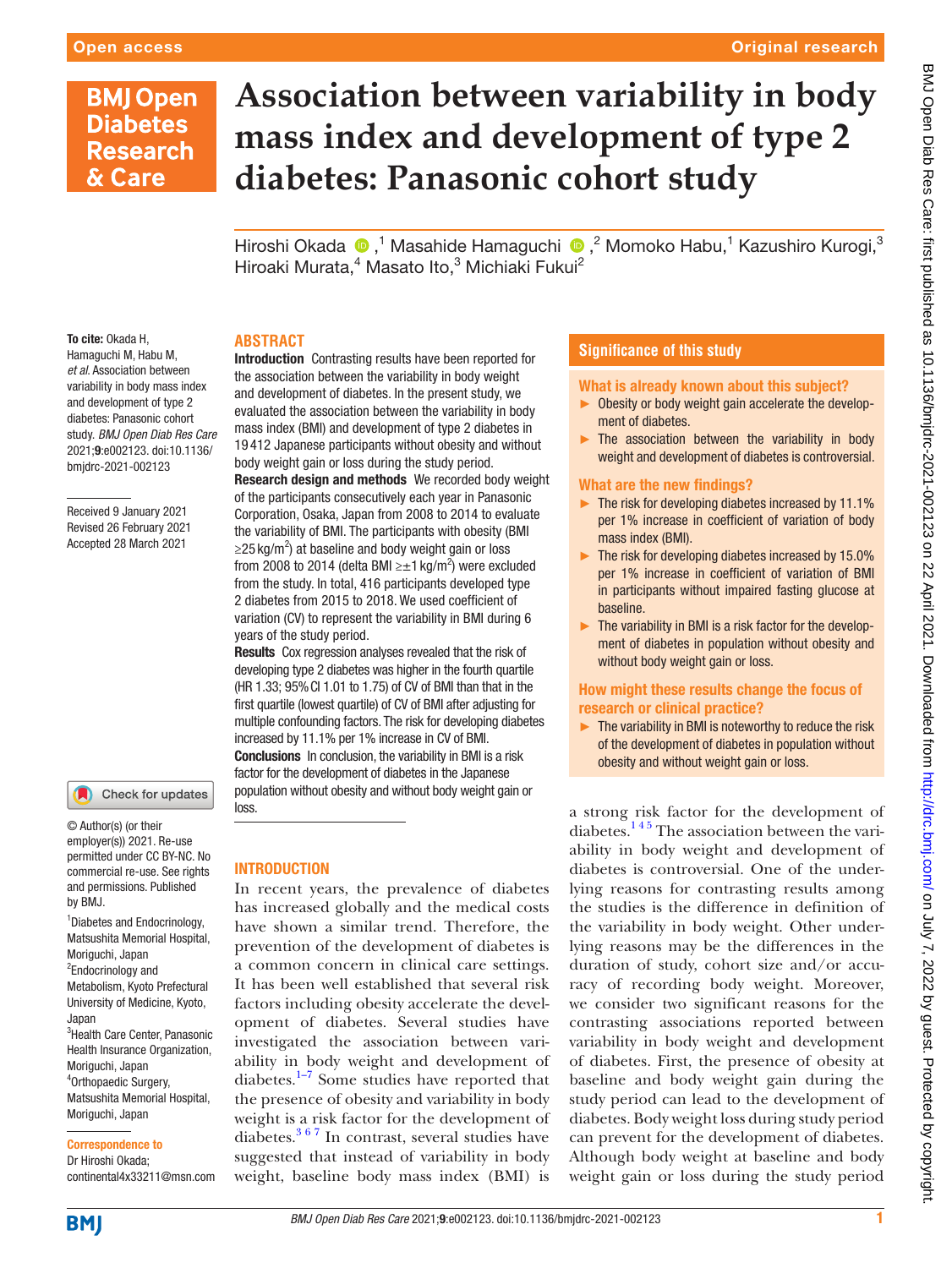# Association between variability in body mass index and development of type 2 diabetes: Panasonic cohort study

Hiroshi Okada,[1] Masahide Hamaguchi,[2] Momoko Habu,[1] Kazushiro Kurogi,[3] Hiroaki Murata,[4] Masato Ito,[3] Michiaki Fukui[2]

**To cite:** Okada H, Hamaguchi M, Habu M, *et al.* Association between variability in body mass index and development of type 2 diabetes: Panasonic cohort study. *BMJ Open Diab Res Care* 2021;**9**:e002123. doi:10.1136/bmjdrc-2021-002123

Received 9 January 2021
Revised 26 February 2021
Accepted 28 March 2021

© Author(s) (or their employer(s)) 2021. Re-use permitted under CC BY-NC. No commercial re-use. See rights and permissions. Published by BMJ.

[1]Diabetes and Endocrinology, Matsushita Memorial Hospital, Moriguchi, Japan
[2]Endocrinology and Metabolism, Kyoto Prefectural University of Medicine, Kyoto, Japan
[3]Health Care Center, Panasonic Health Insurance Organization, Moriguchi, Japan
[4]Orthopaedic Surgery, Matsushita Memorial Hospital, Moriguchi, Japan

**Correspondence to**
Dr Hiroshi Okada;
continental4x33211@msn.com

## ABSTRACT

**Introduction** Contrasting results have been reported for the association between the variability in body weight and development of diabetes. In the present study, we evaluated the association between the variability in body mass index (BMI) and development of type 2 diabetes in 19 412 Japanese participants without obesity and without body weight gain or loss during the study period.

**Research design and methods** We recorded body weight of the participants consecutively each year in Panasonic Corporation, Osaka, Japan from 2008 to 2014 to evaluate the variability of BMI. The participants with obesity (BMI $\geq$25 kg/m$^2$) at baseline and body weight gain or loss from 2008 to 2014 (delta BMI $\geq\pm$1 kg/m$^2$) were excluded from the study. In total, 416 participants developed type 2 diabetes from 2015 to 2018. We used coefficient of variation (CV) to represent the variability in BMI during 6 years of the study period.

**Results** Cox regression analyses revealed that the risk of developing type 2 diabetes was higher in the fourth quartile (HR 1.33; 95% CI 1.01 to 1.75) of CV of BMI than that in the first quartile (lowest quartile) of CV of BMI after adjusting for multiple confounding factors. The risk for developing diabetes increased by 11.1% per 1% increase in CV of BMI.

**Conclusions** In conclusion, the variability in BMI is a risk factor for the development of diabetes in the Japanese population without obesity and without body weight gain or loss.

## Significance of this study

### What is already known about this subject?

- Obesity or body weight gain accelerate the development of diabetes.
- The association between the variability in body weight and development of diabetes is controversial.

### What are the new findings?

- The risk for developing diabetes increased by 11.1% per 1% increase in coefficient of variation of body mass index (BMI).
- The risk for developing diabetes increased by 15.0% per 1% increase in coefficient of variation of BMI in participants without impaired fasting glucose at baseline.
- The variability in BMI is a risk factor for the development of diabetes in population without obesity and without body weight gain or loss.

### How might these results change the focus of research or clinical practice?

- The variability in BMI is noteworthy to reduce the risk of the development of diabetes in population without obesity and without weight gain or loss.

## INTRODUCTION

In recent years, the prevalence of diabetes has increased globally and the medical costs have shown a similar trend. Therefore, the prevention of the development of diabetes is a common concern in clinical care settings. It has been well established that several risk factors including obesity accelerate the development of diabetes. Several studies have investigated the association between variability in body weight and development of diabetes.[1–7] Some studies have reported that the presence of obesity and variability in body weight is a risk factor for the development of diabetes.[3,6,7] In contrast, several studies have suggested that instead of variability in body weight, baseline body mass index (BMI) is a strong risk factor for the development of diabetes.[1,4,5] The association between the variability in body weight and development of diabetes is controversial. One of the underlying reasons for contrasting results among the studies is the difference in definition of the variability in body weight. Other underlying reasons may be the differences in the duration of study, cohort size and/or accuracy of recording body weight. Moreover, we consider two significant reasons for the contrasting associations reported between variability in body weight and development of diabetes. First, the presence of obesity at baseline and body weight gain during the study period can lead to the development of diabetes. Body weight loss during study period can prevent for the development of diabetes. Although body weight at baseline and body weight gain or loss during the study period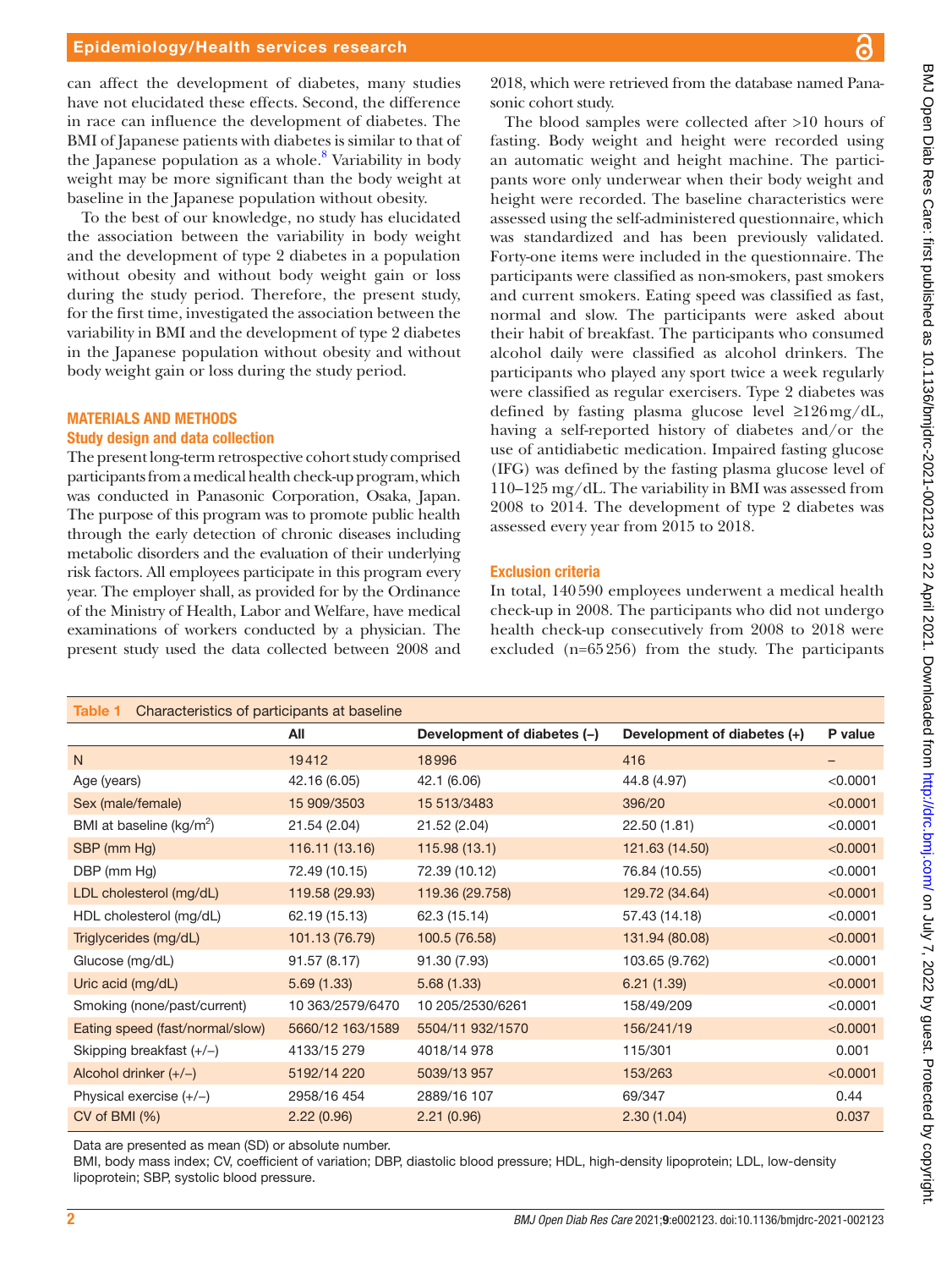can affect the development of diabetes, many studies have not elucidated these effects. Second, the difference in race can influence the development of diabetes. The BMI of Japanese patients with diabetes is similar to that of the Japanese population as a whole.[8] Variability in body weight may be more significant than the body weight at baseline in the Japanese population without obesity.

To the best of our knowledge, no study has elucidated the association between the variability in body weight and the development of type 2 diabetes in a population without obesity and without body weight gain or loss during the study period. Therefore, the present study, for the first time, investigated the association between the variability in BMI and the development of type 2 diabetes in the Japanese population without obesity and without body weight gain or loss during the study period.

## MATERIALS AND METHODS

### Study design and data collection

The present long-term retrospective cohort study comprised participants from a medical health check-up program, which was conducted in Panasonic Corporation, Osaka, Japan. The purpose of this program was to promote public health through the early detection of chronic diseases including metabolic disorders and the evaluation of their underlying risk factors. All employees participate in this program every year. The employer shall, as provided for by the Ordinance of the Ministry of Health, Labor and Welfare, have medical examinations of workers conducted by a physician. The present study used the data collected between 2008 and 2018, which were retrieved from the database named Panasonic cohort study.

The blood samples were collected after >10 hours of fasting. Body weight and height were recorded using an automatic weight and height machine. The participants wore only underwear when their body weight and height were recorded. The baseline characteristics were assessed using the self-administered questionnaire, which was standardized and has been previously validated. Forty-one items were included in the questionnaire. The participants were classified as non-smokers, past smokers and current smokers. Eating speed was classified as fast, normal and slow. The participants were asked about their habit of breakfast. The participants who consumed alcohol daily were classified as alcohol drinkers. The participants who played any sport twice a week regularly were classified as regular exercisers. Type 2 diabetes was defined by fasting plasma glucose level ≥126 mg/dL, having a self-reported history of diabetes and/or the use of antidiabetic medication. Impaired fasting glucose (IFG) was defined by the fasting plasma glucose level of 110–125 mg/dL. The variability in BMI was assessed from 2008 to 2014. The development of type 2 diabetes was assessed every year from 2015 to 2018.

### Exclusion criteria

In total, 140 590 employees underwent a medical health check-up in 2008. The participants who did not undergo health check-up consecutively from 2008 to 2018 were excluded (n=65 256) from the study. The participants

Table 1 Characteristics of participants at baseline

| | All | Development of diabetes (–) | Development of diabetes (+) | P value |
|---|---|---|---|---|
| N | 19 412 | 18 996 | 416 | – |
| Age (years) | 42.16 (6.05) | 42.1 (6.06) | 44.8 (4.97) | <0.0001 |
| Sex (male/female) | 15 909/3503 | 15 513/3483 | 396/20 | <0.0001 |
| BMI at baseline (kg/m$^2$) | 21.54 (2.04) | 21.52 (2.04) | 22.50 (1.81) | <0.0001 |
| SBP (mm Hg) | 116.11 (13.16) | 115.98 (13.1) | 121.63 (14.50) | <0.0001 |
| DBP (mm Hg) | 72.49 (10.15) | 72.39 (10.12) | 76.84 (10.55) | <0.0001 |
| LDL cholesterol (mg/dL) | 119.58 (29.93) | 119.36 (29.758) | 129.72 (34.64) | <0.0001 |
| HDL cholesterol (mg/dL) | 62.19 (15.13) | 62.3 (15.14) | 57.43 (14.18) | <0.0001 |
| Triglycerides (mg/dL) | 101.13 (76.79) | 100.5 (76.58) | 131.94 (80.08) | <0.0001 |
| Glucose (mg/dL) | 91.57 (8.17) | 91.30 (7.93) | 103.65 (9.762) | <0.0001 |
| Uric acid (mg/dL) | 5.69 (1.33) | 5.68 (1.33) | 6.21 (1.39) | <0.0001 |
| Smoking (none/past/current) | 10 363/2579/6470 | 10 205/2530/6261 | 158/49/209 | <0.0001 |
| Eating speed (fast/normal/slow) | 5660/12 163/1589 | 5504/11 932/1570 | 156/241/19 | <0.0001 |
| Skipping breakfast (+/–) | 4133/15 279 | 4018/14 978 | 115/301 | 0.001 |
| Alcohol drinker (+/–) | 5192/14 220 | 5039/13 957 | 153/263 | <0.0001 |
| Physical exercise (+/–) | 2958/16 454 | 2889/16 107 | 69/347 | 0.44 |
| CV of BMI (%) | 2.22 (0.96) | 2.21 (0.96) | 2.30 (1.04) | 0.037 |

Data are presented as mean (SD) or absolute number.
BMI, body mass index; CV, coefficient of variation; DBP, diastolic blood pressure; HDL, high-density lipoprotein; LDL, low-density lipoprotein; SBP, systolic blood pressure.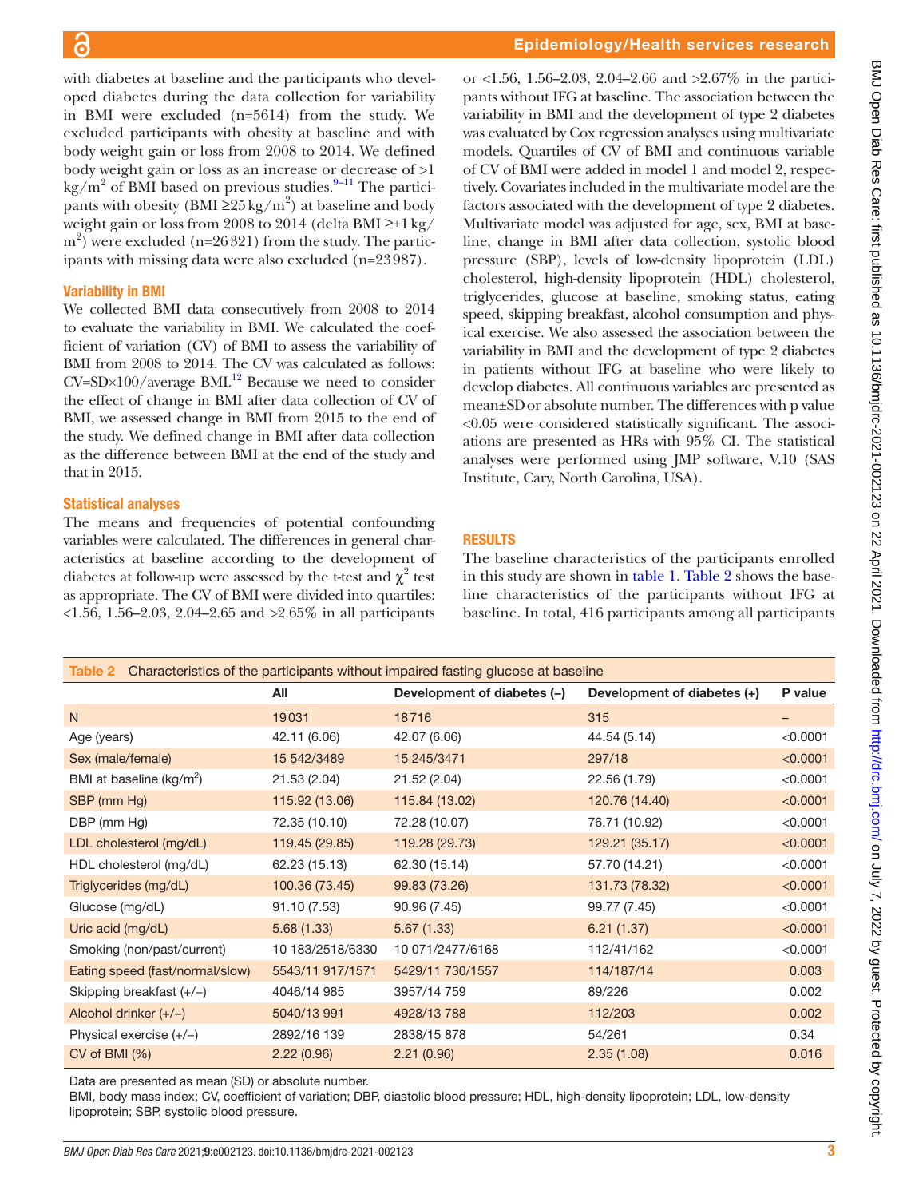with diabetes at baseline and the participants who developed diabetes during the data collection for variability in BMI were excluded (n=5614) from the study. We excluded participants with obesity at baseline and with body weight gain or loss from 2008 to 2014. We defined body weight gain or loss as an increase or decrease of >1 kg/m$^2$ of BMI based on previous studies.[9–11] The participants with obesity (BMI ≥25 kg/m$^2$) at baseline and body weight gain or loss from 2008 to 2014 (delta BMI ≥±1 kg/m$^2$) were excluded (n=26 321) from the study. The participants with missing data were also excluded (n=23 987).

### Variability in BMI

We collected BMI data consecutively from 2008 to 2014 to evaluate the variability in BMI. We calculated the coefficient of variation (CV) of BMI to assess the variability of BMI from 2008 to 2014. The CV was calculated as follows: CV=SD×100/average BMI.[12] Because we need to consider the effect of change in BMI after data collection of CV of BMI, we assessed change in BMI from 2015 to the end of the study. We defined change in BMI after data collection as the difference between BMI at the end of the study and that in 2015.

### Statistical analyses

The means and frequencies of potential confounding variables were calculated. The differences in general characteristics at baseline according to the development of diabetes at follow-up were assessed by the t-test and $\chi^2$ test as appropriate. The CV of BMI were divided into quartiles: <1.56, 1.56–2.03, 2.04–2.65 and >2.65% in all participants or <1.56, 1.56–2.03, 2.04–2.66 and >2.67% in the participants without IFG at baseline. The association between the variability in BMI and the development of type 2 diabetes was evaluated by Cox regression analyses using multivariate models. Quartiles of CV of BMI and continuous variable of CV of BMI were added in model 1 and model 2, respectively. Covariates included in the multivariate model are the factors associated with the development of type 2 diabetes. Multivariate model was adjusted for age, sex, BMI at baseline, change in BMI after data collection, systolic blood pressure (SBP), levels of low-density lipoprotein (LDL) cholesterol, high-density lipoprotein (HDL) cholesterol, triglycerides, glucose at baseline, smoking status, eating speed, skipping breakfast, alcohol consumption and physical exercise. We also assessed the association between the variability in BMI and the development of type 2 diabetes in patients without IFG at baseline who were likely to develop diabetes. All continuous variables are presented as mean±SD or absolute number. The differences with p value <0.05 were considered statistically significant. The associations are presented as HRs with 95% CI. The statistical analyses were performed using JMP software, V.10 (SAS Institute, Cary, North Carolina, USA).

## RESULTS

The baseline characteristics of the participants enrolled in this study are shown in table 1. Table 2 shows the baseline characteristics of the participants without IFG at baseline. In total, 416 participants among all participants

**Table 2** Characteristics of the participants without impaired fasting glucose at baseline

| | All | Development of diabetes (–) | Development of diabetes (+) | P value |
|---|---|---|---|---|
| N | 19 031 | 18 716 | 315 | – |
| Age (years) | 42.11 (6.06) | 42.07 (6.06) | 44.54 (5.14) | <0.0001 |
| Sex (male/female) | 15 542/3489 | 15 245/3471 | 297/18 | <0.0001 |
| BMI at baseline (kg/m$^2$) | 21.53 (2.04) | 21.52 (2.04) | 22.56 (1.79) | <0.0001 |
| SBP (mm Hg) | 115.92 (13.06) | 115.84 (13.02) | 120.76 (14.40) | <0.0001 |
| DBP (mm Hg) | 72.35 (10.10) | 72.28 (10.07) | 76.71 (10.92) | <0.0001 |
| LDL cholesterol (mg/dL) | 119.45 (29.85) | 119.28 (29.73) | 129.21 (35.17) | <0.0001 |
| HDL cholesterol (mg/dL) | 62.23 (15.13) | 62.30 (15.14) | 57.70 (14.21) | <0.0001 |
| Triglycerides (mg/dL) | 100.36 (73.45) | 99.83 (73.26) | 131.73 (78.32) | <0.0001 |
| Glucose (mg/dL) | 91.10 (7.53) | 90.96 (7.45) | 99.77 (7.45) | <0.0001 |
| Uric acid (mg/dL) | 5.68 (1.33) | 5.67 (1.33) | 6.21 (1.37) | <0.0001 |
| Smoking (non/past/current) | 10 183/2518/6330 | 10 071/2477/6168 | 112/41/162 | <0.0001 |
| Eating speed (fast/normal/slow) | 5543/11 917/1571 | 5429/11 730/1557 | 114/187/14 | 0.003 |
| Skipping breakfast (+/–) | 4046/14 985 | 3957/14 759 | 89/226 | 0.002 |
| Alcohol drinker (+/–) | 5040/13 991 | 4928/13 788 | 112/203 | 0.002 |
| Physical exercise (+/–) | 2892/16 139 | 2838/15 878 | 54/261 | 0.34 |
| CV of BMI (%) | 2.22 (0.96) | 2.21 (0.96) | 2.35 (1.08) | 0.016 |

Data are presented as mean (SD) or absolute number.

BMI, body mass index; CV, coefficient of variation; DBP, diastolic blood pressure; HDL, high-density lipoprotein; LDL, low-density lipoprotein; SBP, systolic blood pressure.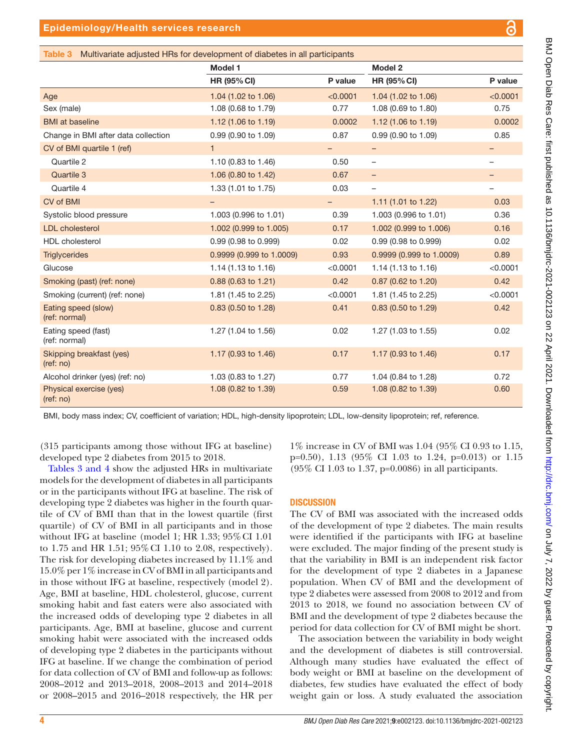**Table 3** Multivariate adjusted HRs for development of diabetes in all participants

| | Model 1 | | Model 2 | |
|---|---|---|---|---|
| | **HR (95% CI)** | **P value** | **HR (95% CI)** | **P value** |
| Age | 1.04 (1.02 to 1.06) | <0.0001 | 1.04 (1.02 to 1.06) | <0.0001 |
| Sex (male) | 1.08 (0.68 to 1.79) | 0.77 | 1.08 (0.69 to 1.80) | 0.75 |
| BMI at baseline | 1.12 (1.06 to 1.19) | 0.0002 | 1.12 (1.06 to 1.19) | 0.0002 |
| Change in BMI after data collection | 0.99 (0.90 to 1.09) | 0.87 | 0.99 (0.90 to 1.09) | 0.85 |
| CV of BMI quartile 1 (ref) | 1 | – | – | – |
| Quartile 2 | 1.10 (0.83 to 1.46) | 0.50 | – | – |
| Quartile 3 | 1.06 (0.80 to 1.42) | 0.67 | – | – |
| Quartile 4 | 1.33 (1.01 to 1.75) | 0.03 | – | – |
| CV of BMI | – | – | 1.11 (1.01 to 1.22) | 0.03 |
| Systolic blood pressure | 1.003 (0.996 to 1.01) | 0.39 | 1.003 (0.996 to 1.01) | 0.36 |
| LDL cholesterol | 1.002 (0.999 to 1.005) | 0.17 | 1.002 (0.999 to 1.006) | 0.16 |
| HDL cholesterol | 0.99 (0.98 to 0.999) | 0.02 | 0.99 (0.98 to 0.999) | 0.02 |
| Triglycerides | 0.9999 (0.999 to 1.0009) | 0.93 | 0.9999 (0.999 to 1.0009) | 0.89 |
| Glucose | 1.14 (1.13 to 1.16) | <0.0001 | 1.14 (1.13 to 1.16) | <0.0001 |
| Smoking (past) (ref: none) | 0.88 (0.63 to 1.21) | 0.42 | 0.87 (0.62 to 1.20) | 0.42 |
| Smoking (current) (ref: none) | 1.81 (1.45 to 2.25) | <0.0001 | 1.81 (1.45 to 2.25) | <0.0001 |
| Eating speed (slow) (ref: normal) | 0.83 (0.50 to 1.28) | 0.41 | 0.83 (0.50 to 1.29) | 0.42 |
| Eating speed (fast) (ref: normal) | 1.27 (1.04 to 1.56) | 0.02 | 1.27 (1.03 to 1.55) | 0.02 |
| Skipping breakfast (yes) (ref: no) | 1.17 (0.93 to 1.46) | 0.17 | 1.17 (0.93 to 1.46) | 0.17 |
| Alcohol drinker (yes) (ref: no) | 1.03 (0.83 to 1.27) | 0.77 | 1.04 (0.84 to 1.28) | 0.72 |
| Physical exercise (yes) (ref: no) | 1.08 (0.82 to 1.39) | 0.59 | 1.08 (0.82 to 1.39) | 0.60 |

BMI, body mass index; CV, coefficient of variation; HDL, high-density lipoprotein; LDL, low-density lipoprotein; ref, reference.

(315 participants among those without IFG at baseline) developed type 2 diabetes from 2015 to 2018.

Tables 3 and 4 show the adjusted HRs in multivariate models for the development of diabetes in all participants or in the participants without IFG at baseline. The risk of developing type 2 diabetes was higher in the fourth quartile of CV of BMI than that in the lowest quartile (first quartile) of CV of BMI in all participants and in those without IFG at baseline (model 1; HR 1.33; 95% CI 1.01 to 1.75 and HR 1.51; 95% CI 1.10 to 2.08, respectively). The risk for developing diabetes increased by 11.1% and 15.0% per 1% increase in CV of BMI in all participants and in those without IFG at baseline, respectively (model 2). Age, BMI at baseline, HDL cholesterol, glucose, current smoking habit and fast eaters were also associated with the increased odds of developing type 2 diabetes in all participants. Age, BMI at baseline, glucose and current smoking habit were associated with the increased odds of developing type 2 diabetes in the participants without IFG at baseline. If we change the combination of period for data collection of CV of BMI and follow-up as follows: 2008–2012 and 2013–2018, 2008–2013 and 2014–2018 or 2008–2015 and 2016–2018 respectively, the HR per 1% increase in CV of BMI was 1.04 (95% CI 0.93 to 1.15, p=0.50), 1.13 (95% CI 1.03 to 1.24, p=0.013) or 1.15 (95% CI 1.03 to 1.37, p=0.0086) in all participants.

## DISCUSSION

The CV of BMI was associated with the increased odds of the development of type 2 diabetes. The main results were identified if the participants with IFG at baseline were excluded. The major finding of the present study is that the variability in BMI is an independent risk factor for the development of type 2 diabetes in a Japanese population. When CV of BMI and the development of type 2 diabetes were assessed from 2008 to 2012 and from 2013 to 2018, we found no association between CV of BMI and the development of type 2 diabetes because the period for data collection for CV of BMI might be short.

The association between the variability in body weight and the development of diabetes is still controversial. Although many studies have evaluated the effect of body weight or BMI at baseline on the development of diabetes, few studies have evaluated the effect of body weight gain or loss. A study evaluated the association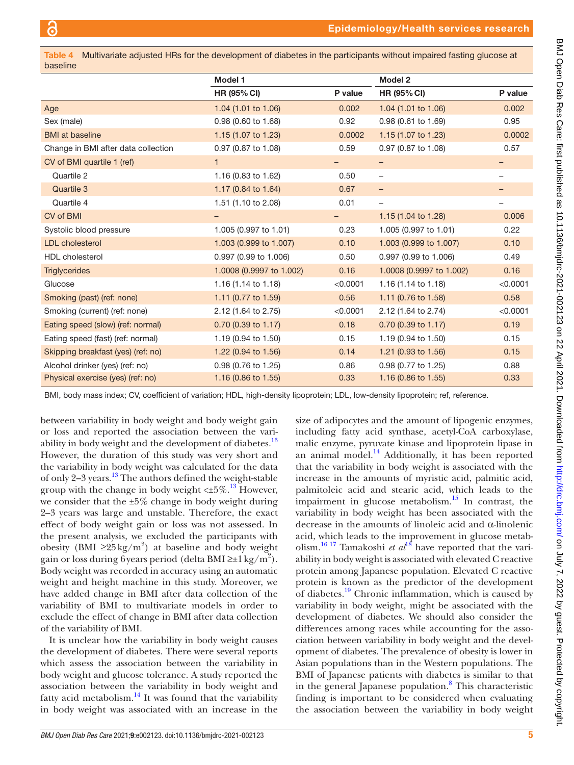**Table 4** Multivariate adjusted HRs for the development of diabetes in the participants without impaired fasting glucose at baseline

| | Model 1 | | Model 2 | |
|---|---|---|---|---|
| | HR (95% CI) | P value | HR (95% CI) | P value |
| Age | 1.04 (1.01 to 1.06) | 0.002 | 1.04 (1.01 to 1.06) | 0.002 |
| Sex (male) | 0.98 (0.60 to 1.68) | 0.92 | 0.98 (0.61 to 1.69) | 0.95 |
| BMI at baseline | 1.15 (1.07 to 1.23) | 0.0002 | 1.15 (1.07 to 1.23) | 0.0002 |
| Change in BMI after data collection | 0.97 (0.87 to 1.08) | 0.59 | 0.97 (0.87 to 1.08) | 0.57 |
| CV of BMI quartile 1 (ref) | 1 | – | – | – |
| Quartile 2 | 1.16 (0.83 to 1.62) | 0.50 | – | – |
| Quartile 3 | 1.17 (0.84 to 1.64) | 0.67 | – | – |
| Quartile 4 | 1.51 (1.10 to 2.08) | 0.01 | – | – |
| CV of BMI | – | – | 1.15 (1.04 to 1.28) | 0.006 |
| Systolic blood pressure | 1.005 (0.997 to 1.01) | 0.23 | 1.005 (0.997 to 1.01) | 0.22 |
| LDL cholesterol | 1.003 (0.999 to 1.007) | 0.10 | 1.003 (0.999 to 1.007) | 0.10 |
| HDL cholesterol | 0.997 (0.99 to 1.006) | 0.50 | 0.997 (0.99 to 1.006) | 0.49 |
| Triglycerides | 1.0008 (0.9997 to 1.002) | 0.16 | 1.0008 (0.9997 to 1.002) | 0.16 |
| Glucose | 1.16 (1.14 to 1.18) | <0.0001 | 1.16 (1.14 to 1.18) | <0.0001 |
| Smoking (past) (ref: none) | 1.11 (0.77 to 1.59) | 0.56 | 1.11 (0.76 to 1.58) | 0.58 |
| Smoking (current) (ref: none) | 2.12 (1.64 to 2.75) | <0.0001 | 2.12 (1.64 to 2.74) | <0.0001 |
| Eating speed (slow) (ref: normal) | 0.70 (0.39 to 1.17) | 0.18 | 0.70 (0.39 to 1.17) | 0.19 |
| Eating speed (fast) (ref: normal) | 1.19 (0.94 to 1.50) | 0.15 | 1.19 (0.94 to 1.50) | 0.15 |
| Skipping breakfast (yes) (ref: no) | 1.22 (0.94 to 1.56) | 0.14 | 1.21 (0.93 to 1.56) | 0.15 |
| Alcohol drinker (yes) (ref: no) | 0.98 (0.76 to 1.25) | 0.86 | 0.98 (0.77 to 1.25) | 0.88 |
| Physical exercise (yes) (ref: no) | 1.16 (0.86 to 1.55) | 0.33 | 1.16 (0.86 to 1.55) | 0.33 |

BMI, body mass index; CV, coefficient of variation; HDL, high-density lipoprotein; LDL, low-density lipoprotein; ref, reference.

between variability in body weight and body weight gain or loss and reported the association between the variability in body weight and the development of diabetes.[13] However, the duration of this study was very short and the variability in body weight was calculated for the data of only 2–3 years.[13] The authors defined the weight-stable group with the change in body weight <±5%.[13] However, we consider that the ±5% change in body weight during 2–3 years was large and unstable. Therefore, the exact effect of body weight gain or loss was not assessed. In the present analysis, we excluded the participants with obesity (BMI $\geq$25 kg/m$^2$) at baseline and body weight gain or loss during 6 years period (delta BMI $\geq \pm 1$ kg/m$^2$). Body weight was recorded in accuracy using an automatic weight and height machine in this study. Moreover, we have added change in BMI after data collection of the variability of BMI to multivariate models in order to exclude the effect of change in BMI after data collection of the variability of BMI.

It is unclear how the variability in body weight causes the development of diabetes. There were several reports which assess the association between the variability in body weight and glucose tolerance. A study reported the association between the variability in body weight and fatty acid metabolism.[14] It was found that the variability in body weight was associated with an increase in the size of adipocytes and the amount of lipogenic enzymes, including fatty acid synthase, acetyl-CoA carboxylase, malic enzyme, pyruvate kinase and lipoprotein lipase in an animal model.[14] Additionally, it has been reported that the variability in body weight is associated with the increase in the amounts of myristic acid, palmitic acid, palmitoleic acid and stearic acid, which leads to the impairment in glucose metabolism.[15] In contrast, the variability in body weight has been associated with the decrease in the amounts of linoleic acid and α-linolenic acid, which leads to the improvement in glucose metabolism.[16,17] Tamakoshi *et al*[18] have reported that the variability in body weight is associated with elevated C reactive protein among Japanese population. Elevated C reactive protein is known as the predictor of the development of diabetes.[19] Chronic inflammation, which is caused by variability in body weight, might be associated with the development of diabetes. We should also consider the differences among races while accounting for the association between variability in body weight and the development of diabetes. The prevalence of obesity is lower in Asian populations than in the Western populations. The BMI of Japanese patients with diabetes is similar to that in the general Japanese population.[8] This characteristic finding is important to be considered when evaluating the association between the variability in body weight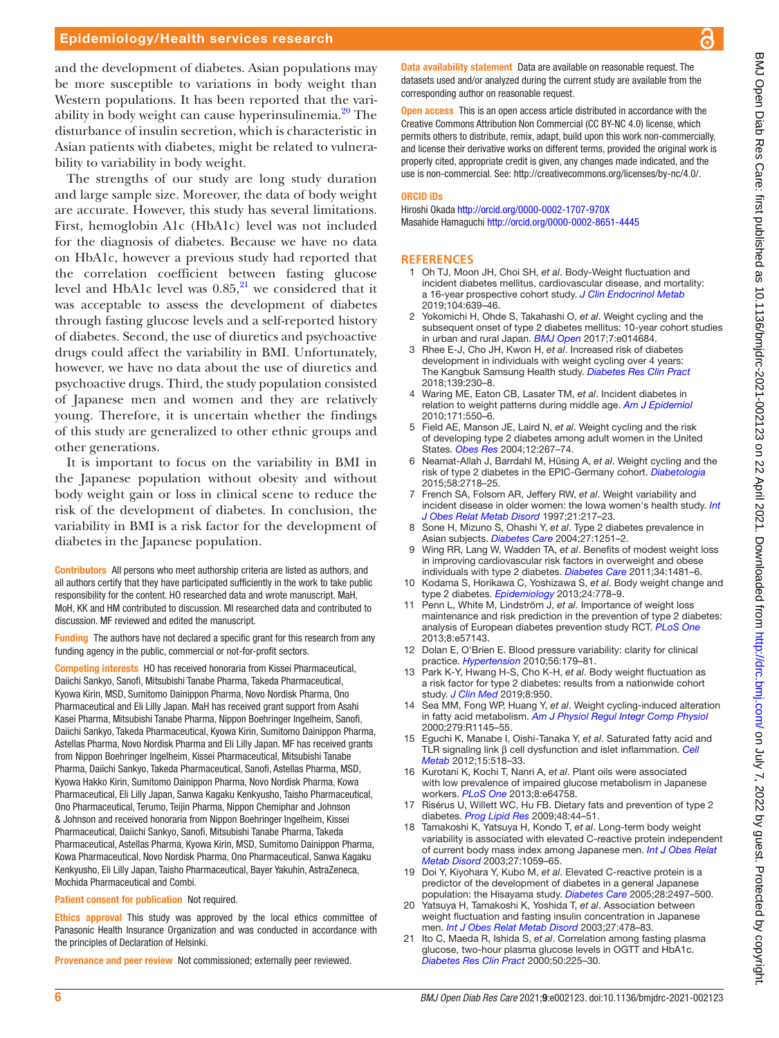and the development of diabetes. Asian populations may be more susceptible to variations in body weight than Western populations. It has been reported that the variability in body weight can cause hyperinsulinemia.[20] The disturbance of insulin secretion, which is characteristic in Asian patients with diabetes, might be related to vulnerability to variability in body weight.

The strengths of our study are long study duration and large sample size. Moreover, the data of body weight are accurate. However, this study has several limitations. First, hemoglobin A1c (HbA1c) level was not included for the diagnosis of diabetes. Because we have no data on HbA1c, however a previous study had reported that the correlation coefficient between fasting glucose level and HbA1c level was 0.85,[21] we considered that it was acceptable to assess the development of diabetes through fasting glucose levels and a self-reported history of diabetes. Second, the use of diuretics and psychoactive drugs could affect the variability in BMI. Unfortunately, however, we have no data about the use of diuretics and psychoactive drugs. Third, the study population consisted of Japanese men and women and they are relatively young. Therefore, it is uncertain whether the findings of this study are generalized to other ethnic groups and other generations.

It is important to focus on the variability in BMI in the Japanese population without obesity and without body weight gain or loss in clinical scene to reduce the risk of the development of diabetes. In conclusion, the variability in BMI is a risk factor for the development of diabetes in the Japanese population.

**Contributors** All persons who meet authorship criteria are listed as authors, and all authors certify that they have participated sufficiently in the work to take public responsibility for the content. HO researched data and wrote manuscript. MaH, MoH, KK and HM contributed to discussion. MI researched data and contributed to discussion. MF reviewed and edited the manuscript.

**Funding** The authors have not declared a specific grant for this research from any funding agency in the public, commercial or not-for-profit sectors.

**Competing interests** HO has received honoraria from Kissei Pharmaceutical, Daiichi Sankyo, Sanofi, Mitsubishi Tanabe Pharma, Takeda Pharmaceutical, Kyowa Kirin, MSD, Sumitomo Dainippon Pharma, Novo Nordisk Pharma, Ono Pharmaceutical and Eli Lilly Japan. MaH has received grant support from Asahi Kasei Pharma, Mitsubishi Tanabe Pharma, Nippon Boehringer Ingelheim, Sanofi, Daiichi Sankyo, Takeda Pharmaceutical, Kyowa Kirin, Sumitomo Dainippon Pharma, Astellas Pharma, Novo Nordisk Pharma and Eli Lilly Japan. MF has received grants from Nippon Boehringer Ingelheim, Kissei Pharmaceutical, Mitsubishi Tanabe Pharma, Daiichi Sankyo, Takeda Pharmaceutical, Sanofi, Astellas Pharma, MSD, Kyowa Hakko Kirin, Sumitomo Dainippon Pharma, Novo Nordisk Pharma, Kowa Pharmaceutical, Eli Lilly Japan, Sanwa Kagaku Kenkyusho, Taisho Pharmaceutical, Ono Pharmaceutical, Terumo, Teijin Pharma, Nippon Chemiphar and Johnson & Johnson and received honoraria from Nippon Boehringer Ingelheim, Kissei Pharmaceutical, Daiichi Sankyo, Sanofi, Mitsubishi Tanabe Pharma, Takeda Pharmaceutical, Astellas Pharma, Kyowa Kirin, MSD, Sumitomo Dainippon Pharma, Kowa Pharmaceutical, Novo Nordisk Pharma, Ono Pharmaceutical, Sanwa Kagaku Kenkyusho, Eli Lilly Japan, Taisho Pharmaceutical, Bayer Yakuhin, AstraZeneca, Mochida Pharmaceutical and Combi.

**Patient consent for publication** Not required.

**Ethics approval** This study was approved by the local ethics committee of Panasonic Health Insurance Organization and was conducted in accordance with the principles of Declaration of Helsinki.

**Provenance and peer review** Not commissioned; externally peer reviewed.

**Data availability statement** Data are available on reasonable request. The datasets used and/or analyzed during the current study are available from the corresponding author on reasonable request.

**Open access** This is an open access article distributed in accordance with the Creative Commons Attribution Non Commercial (CC BY-NC 4.0) license, which permits others to distribute, remix, adapt, build upon this work non-commercially, and license their derivative works on different terms, provided the original work is properly cited, appropriate credit is given, any changes made indicated, and the use is non-commercial. See: http://creativecommons.org/licenses/by-nc/4.0/.

**ORCID iDs**

Hiroshi Okada http://orcid.org/0000-0002-1707-970X
Masahide Hamaguchi http://orcid.org/0000-0002-8651-4445

## REFERENCES

1. Oh TJ, Moon JH, Choi SH, *et al*. Body-Weight fluctuation and incident diabetes mellitus, cardiovascular disease, and mortality: a 16-year prospective cohort study. *J Clin Endocrinol Metab* 2019;104:639–46.
2. Yokomichi H, Ohde S, Takahashi O, *et al*. Weight cycling and the subsequent onset of type 2 diabetes mellitus: 10-year cohort studies in urban and rural Japan. *BMJ Open* 2017;7:e014684.
3. Rhee E-J, Cho JH, Kwon H, *et al*. Increased risk of diabetes development in individuals with weight cycling over 4 years: The Kangbuk Samsung Health study. *Diabetes Res Clin Pract* 2018;139:230–8.
4. Waring ME, Eaton CB, Lasater TM, *et al*. Incident diabetes in relation to weight patterns during middle age. *Am J Epidemiol* 2010;171:550–6.
5. Field AE, Manson JE, Laird N, *et al*. Weight cycling and the risk of developing type 2 diabetes among adult women in the United States. *Obes Res* 2004;12:267–74.
6. Neamat-Allah J, Barrdahl M, Hüsing A, *et al*. Weight cycling and the risk of type 2 diabetes in the EPIC-Germany cohort. *Diabetologia* 2015;58:2718–25.
7. French SA, Folsom AR, Jeffery RW, *et al*. Weight variability and incident disease in older women: the Iowa women's health study. *Int J Obes Relat Metab Disord* 1997;21:217–23.
8. Sone H, Mizuno S, Ohashi Y, *et al*. Type 2 diabetes prevalence in Asian subjects. *Diabetes Care* 2004;27:1251–2.
9. Wing RR, Lang W, Wadden TA, *et al*. Benefits of modest weight loss in improving cardiovascular risk factors in overweight and obese individuals with type 2 diabetes. *Diabetes Care* 2011;34:1481–6.
10. Kodama S, Horikawa C, Yoshizawa S, *et al*. Body weight change and type 2 diabetes. *Epidemiology* 2013;24:778–9.
11. Penn L, White M, Lindström J, *et al*. Importance of weight loss maintenance and risk prediction in the prevention of type 2 diabetes: analysis of European diabetes prevention study RCT. *PLoS One* 2013;8:e57143.
12. Dolan E, O'Brien E. Blood pressure variability: clarity for clinical practice. *Hypertension* 2010;56:179–81.
13. Park K-Y, Hwang H-S, Cho K-H, *et al*. Body weight fluctuation as a risk factor for type 2 diabetes: results from a nationwide cohort study. *J Clin Med* 2019;8:950.
14. Sea MM, Fong WP, Huang Y, *et al*. Weight cycling-induced alteration in fatty acid metabolism. *Am J Physiol Regul Integr Comp Physiol* 2000;279:R1145–55.
15. Eguchi K, Manabe I, Oishi-Tanaka Y, *et al*. Saturated fatty acid and TLR signaling link β cell dysfunction and islet inflammation. *Cell Metab* 2012;15:518–33.
16. Kurotani K, Kochi T, Nanri A, *et al*. Plant oils were associated with low prevalence of impaired glucose metabolism in Japanese workers. *PLoS One* 2013;8:e64758.
17. Risérus U, Willett WC, Hu FB. Dietary fats and prevention of type 2 diabetes. *Prog Lipid Res* 2009;48:44–51.
18. Tamakoshi K, Yatsuya H, Kondo T, *et al*. Long-term body weight variability is associated with elevated C-reactive protein independent of current body mass index among Japanese men. *Int J Obes Relat Metab Disord* 2003;27:1059–65.
19. Doi Y, Kiyohara Y, Kubo M, *et al*. Elevated C-reactive protein is a predictor of the development of diabetes in a general Japanese population: the Hisayama study. *Diabetes Care* 2005;28:2497–500.
20. Yatsuya H, Tamakoshi K, Yoshida T, *et al*. Association between weight fluctuation and fasting insulin concentration in Japanese men. *Int J Obes Relat Metab Disord* 2003;27:478–83.
21. Ito C, Maeda R, Ishida S, *et al*. Correlation among fasting plasma glucose, two-hour plasma glucose levels in OGTT and HbA1c. *Diabetes Res Clin Pract* 2000;50:225–30.